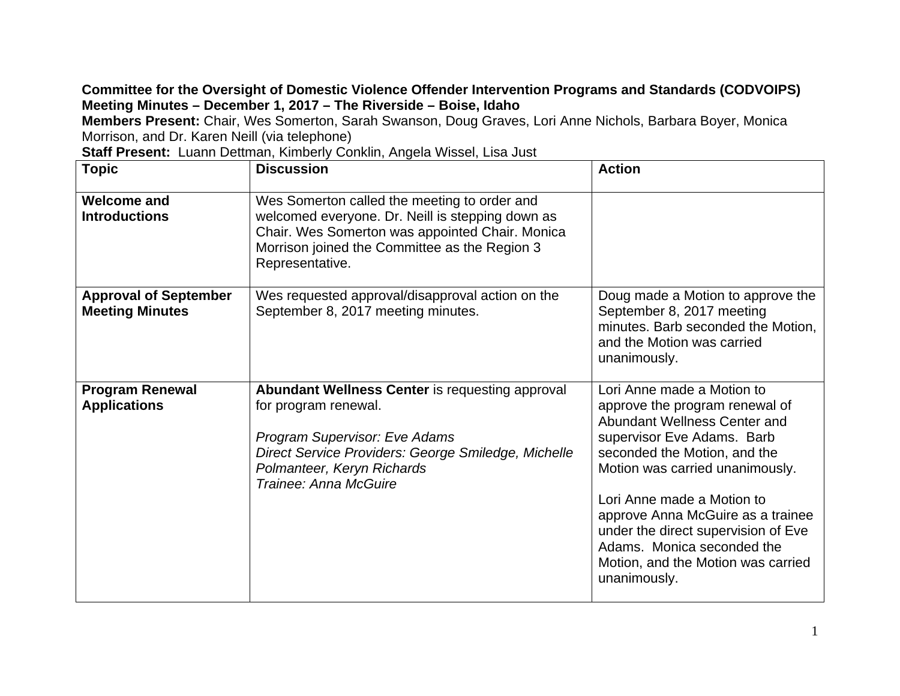**Committee for the Oversight of Domestic Violence Offender Intervention Programs and Standards (CODVOIPS)**
**Meeting Minutes – December 1, 2017 – The Riverside – Boise, Idaho**
**Members Present:** Chair, Wes Somerton, Sarah Swanson, Doug Graves, Lori Anne Nichols, Barbara Boyer, Monica Morrison, and Dr. Karen Neill (via telephone)
**Staff Present:** Luann Dettman, Kimberly Conklin, Angela Wissel, Lisa Just

| Topic | Discussion | Action |
|---|---|---|
| **Welcome and Introductions** | Wes Somerton called the meeting to order and welcomed everyone. Dr. Neill is stepping down as Chair. Wes Somerton was appointed Chair. Monica Morrison joined the Committee as the Region 3 Representative. | |
| **Approval of September Meeting Minutes** | Wes requested approval/disapproval action on the September 8, 2017 meeting minutes. | Doug made a Motion to approve the September 8, 2017 meeting minutes. Barb seconded the Motion, and the Motion was carried unanimously. |
| **Program Renewal Applications** | **Abundant Wellness Center** is requesting approval for program renewal.<br><br>*Program Supervisor: Eve Adams*<br>*Direct Service Providers: George Smiledge, Michelle Polmanteer, Keryn Richards*<br>*Trainee: Anna McGuire* | Lori Anne made a Motion to approve the program renewal of Abundant Wellness Center and supervisor Eve Adams. Barb seconded the Motion, and the Motion was carried unanimously.<br><br>Lori Anne made a Motion to approve Anna McGuire as a trainee under the direct supervision of Eve Adams. Monica seconded the Motion, and the Motion was carried unanimously. |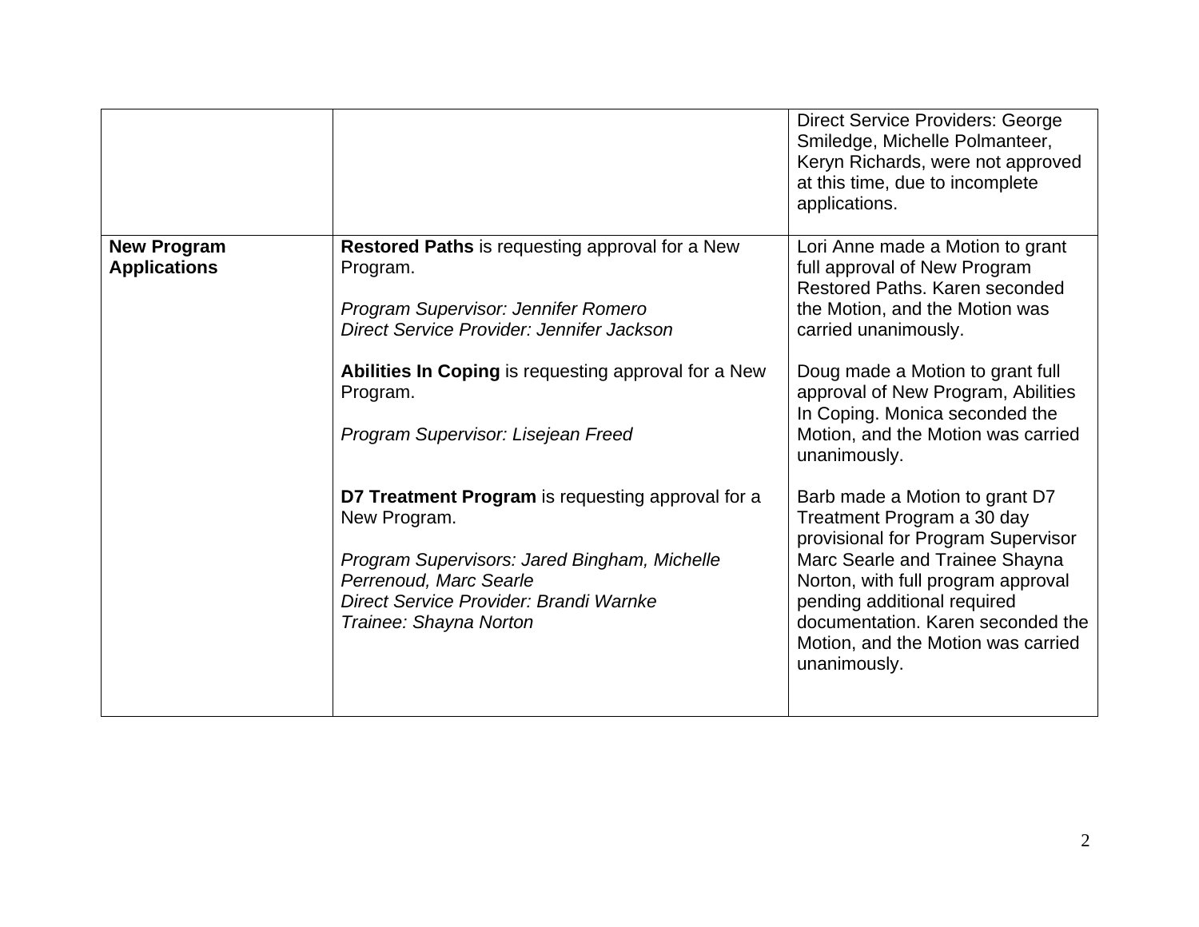| | | |
|---|---|---|
| | | Direct Service Providers: George Smiledge, Michelle Polmanteer, Keryn Richards, were not approved at this time, due to incomplete applications. |
| **New Program Applications** | **Restored Paths** is requesting approval for a New Program.<br><br>*Program Supervisor: Jennifer Romero*<br>*Direct Service Provider: Jennifer Jackson*<br><br>**Abilities In Coping** is requesting approval for a New Program.<br><br>*Program Supervisor: Lisejean Freed*<br><br>**D7 Treatment Program** is requesting approval for a New Program.<br><br>*Program Supervisors: Jared Bingham, Michelle Perrenoud, Marc Searle*<br>*Direct Service Provider: Brandi Warnke*<br>*Trainee: Shayna Norton* | Lori Anne made a Motion to grant full approval of New Program Restored Paths. Karen seconded the Motion, and the Motion was carried unanimously.<br><br>Doug made a Motion to grant full approval of New Program, Abilities In Coping. Monica seconded the Motion, and the Motion was carried unanimously.<br><br>Barb made a Motion to grant D7 Treatment Program a 30 day provisional for Program Supervisor Marc Searle and Trainee Shayna Norton, with full program approval pending additional required documentation. Karen seconded the Motion, and the Motion was carried unanimously. |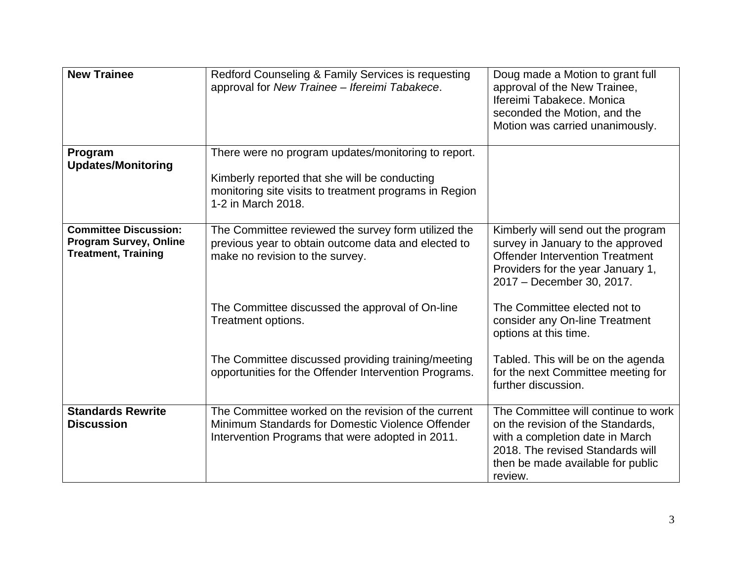| | | |
|---|---|---|
| **New Trainee** | Redford Counseling & Family Services is requesting approval for *New Trainee – Ifereimi Tabakece*. | Doug made a Motion to grant full approval of the New Trainee, Ifereimi Tabakece. Monica seconded the Motion, and the Motion was carried unanimously. |
| **Program Updates/Monitoring** | There were no program updates/monitoring to report.<br><br>Kimberly reported that she will be conducting monitoring site visits to treatment programs in Region 1-2 in March 2018. | |
| **Committee Discussion: Program Survey, Online Treatment, Training** | The Committee reviewed the survey form utilized the previous year to obtain outcome data and elected to make no revision to the survey.<br><br>The Committee discussed the approval of On-line Treatment options.<br><br>The Committee discussed providing training/meeting opportunities for the Offender Intervention Programs. | Kimberly will send out the program survey in January to the approved Offender Intervention Treatment Providers for the year January 1, 2017 – December 30, 2017.<br><br>The Committee elected not to consider any On-line Treatment options at this time.<br><br>Tabled. This will be on the agenda for the next Committee meeting for further discussion. |
| **Standards Rewrite Discussion** | The Committee worked on the revision of the current Minimum Standards for Domestic Violence Offender Intervention Programs that were adopted in 2011. | The Committee will continue to work on the revision of the Standards, with a completion date in March 2018. The revised Standards will then be made available for public review. |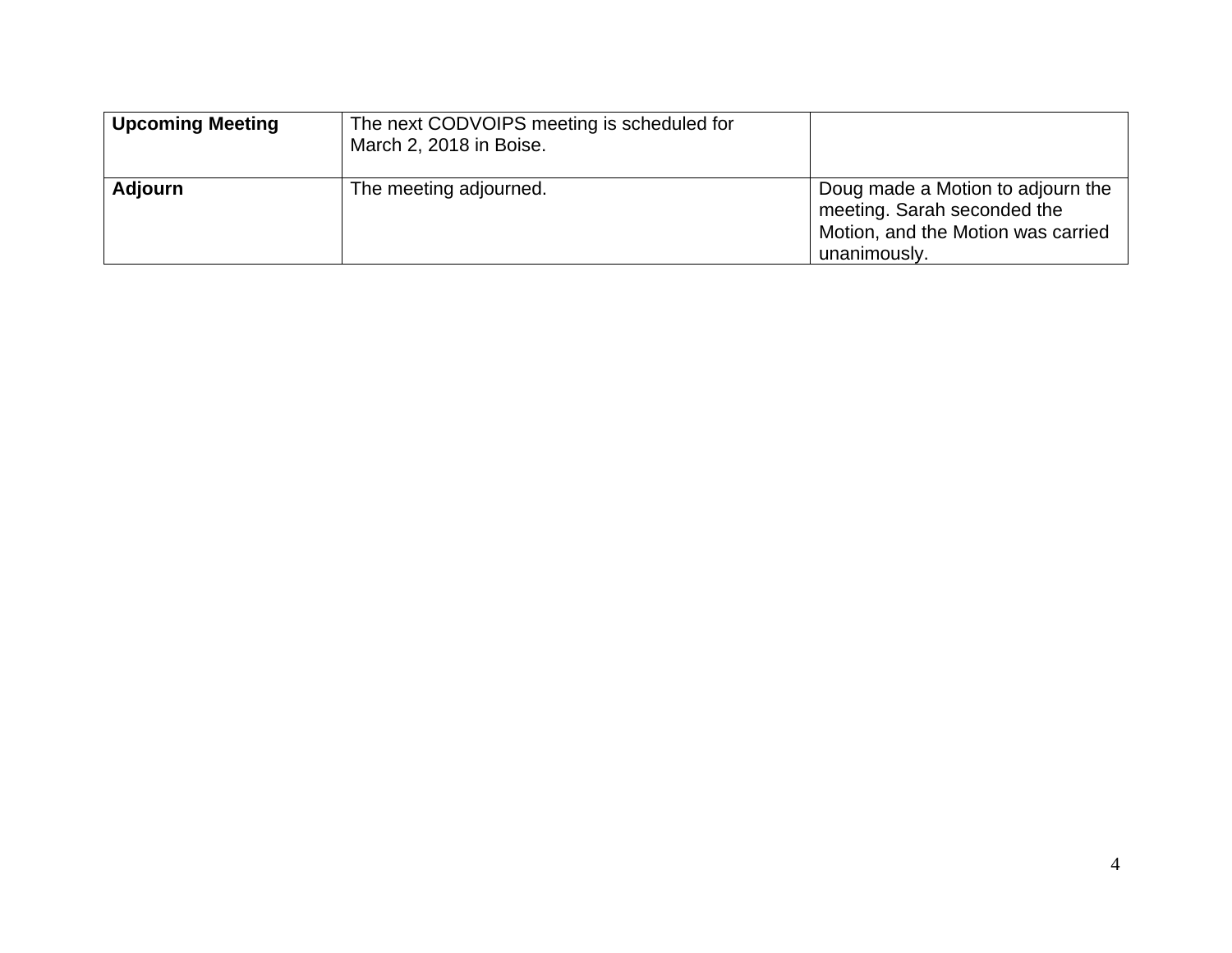| | | |
|---|---|---|
| **Upcoming Meeting** | The next CODVOIPS meeting is scheduled for March 2, 2018 in Boise. | |
| **Adjourn** | The meeting adjourned. | Doug made a Motion to adjourn the meeting. Sarah seconded the Motion, and the Motion was carried unanimously. |